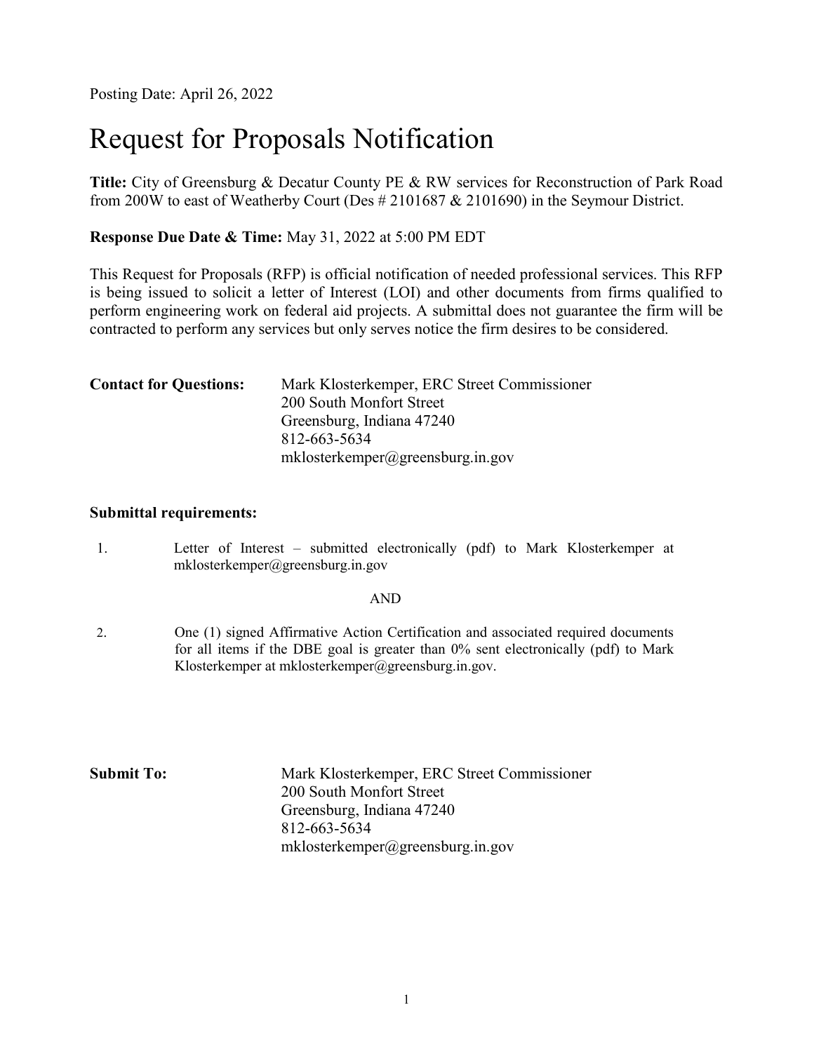Posting Date: April 26, 2022

# Request for Proposals Notification

**Title:** City of Greensburg & Decatur County PE & RW services for Reconstruction of Park Road from 200W to east of Weatherby Court (Des # 2101687 & 2101690) in the Seymour District.

**Response Due Date & Time:** May 31, 2022 at 5:00 PM EDT

This Request for Proposals (RFP) is official notification of needed professional services. This RFP is being issued to solicit a letter of Interest (LOI) and other documents from firms qualified to perform engineering work on federal aid projects. A submittal does not guarantee the firm will be contracted to perform any services but only serves notice the firm desires to be considered.

**Contact for Questions:**

Mark Klosterkemper, ERC Street Commissioner
200 South Monfort Street
Greensburg, Indiana 47240
812-663-5634
mklosterkemper@greensburg.in.gov

**Submittal requirements:**

1. Letter of Interest – submitted electronically (pdf) to Mark Klosterkemper at mklosterkemper@greensburg.in.gov

AND

2. One (1) signed Affirmative Action Certification and associated required documents for all items if the DBE goal is greater than 0% sent electronically (pdf) to Mark Klosterkemper at mklosterkemper@greensburg.in.gov.

**Submit To:**

Mark Klosterkemper, ERC Street Commissioner
200 South Monfort Street
Greensburg, Indiana 47240
812-663-5634
mklosterkemper@greensburg.in.gov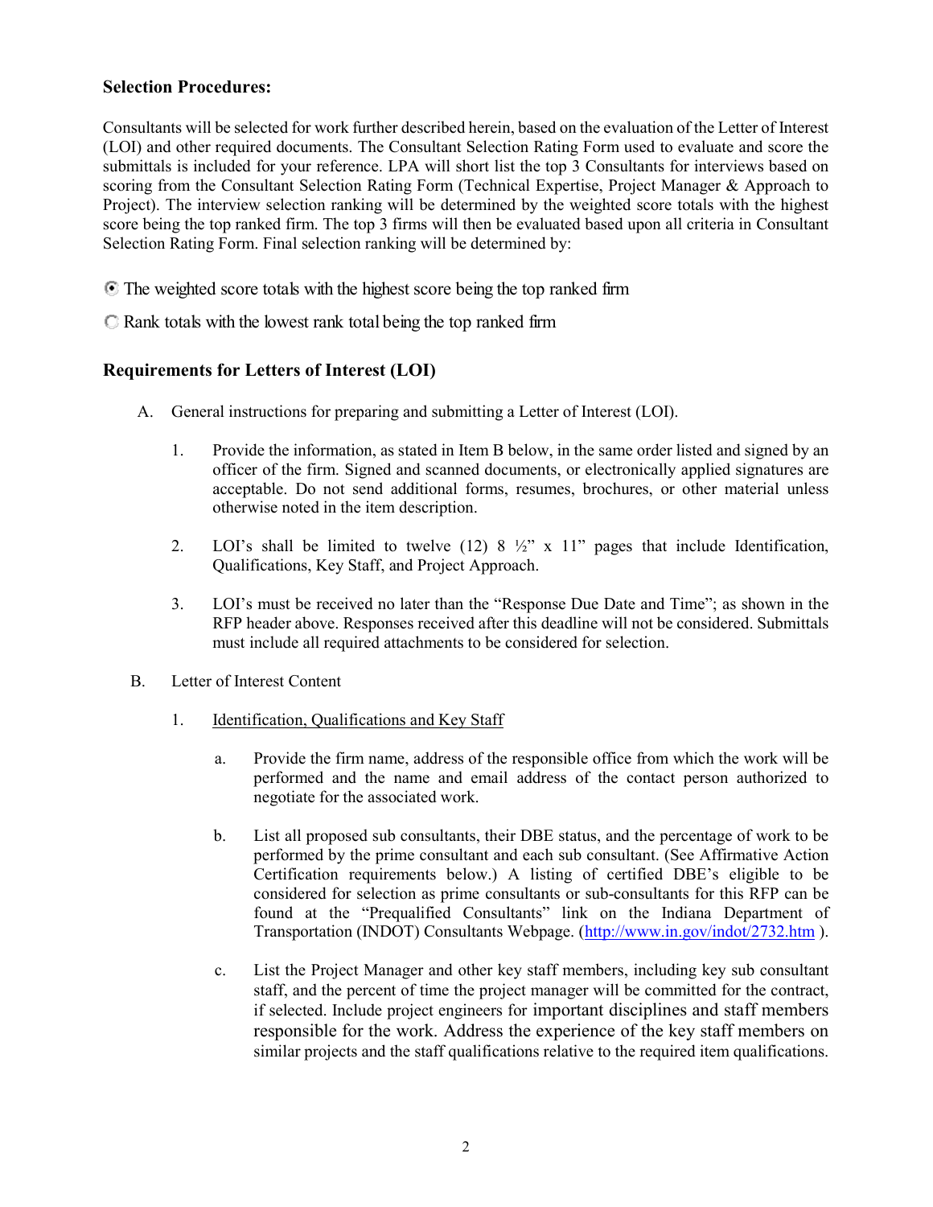**Selection Procedures:**

Consultants will be selected for work further described herein, based on the evaluation of the Letter of Interest (LOI) and other required documents. The Consultant Selection Rating Form used to evaluate and score the submittals is included for your reference. LPA will short list the top 3 Consultants for interviews based on scoring from the Consultant Selection Rating Form (Technical Expertise, Project Manager & Approach to Project). The interview selection ranking will be determined by the weighted score totals with the highest score being the top ranked firm. The top 3 firms will then be evaluated based upon all criteria in Consultant Selection Rating Form. Final selection ranking will be determined by:

- (●) The weighted score totals with the highest score being the top ranked firm
- ( ) Rank totals with the lowest rank total being the top ranked firm

## Requirements for Letters of Interest (LOI)

A. General instructions for preparing and submitting a Letter of Interest (LOI).

1. Provide the information, as stated in Item B below, in the same order listed and signed by an officer of the firm. Signed and scanned documents, or electronically applied signatures are acceptable. Do not send additional forms, resumes, brochures, or other material unless otherwise noted in the item description.

2. LOI's shall be limited to twelve (12) 8 ½" x 11" pages that include Identification, Qualifications, Key Staff, and Project Approach.

3. LOI's must be received no later than the "Response Due Date and Time"; as shown in the RFP header above. Responses received after this deadline will not be considered. Submittals must include all required attachments to be considered for selection.

B. Letter of Interest Content

1. Identification, Qualifications and Key Staff

   a. Provide the firm name, address of the responsible office from which the work will be performed and the name and email address of the contact person authorized to negotiate for the associated work.

   b. List all proposed sub consultants, their DBE status, and the percentage of work to be performed by the prime consultant and each sub consultant. (See Affirmative Action Certification requirements below.) A listing of certified DBE's eligible to be considered for selection as prime consultants or sub-consultants for this RFP can be found at the "Prequalified Consultants" link on the Indiana Department of Transportation (INDOT) Consultants Webpage. (http://www.in.gov/indot/2732.htm ).

   c. List the Project Manager and other key staff members, including key sub consultant staff, and the percent of time the project manager will be committed for the contract, if selected. Include project engineers for important disciplines and staff members responsible for the work. Address the experience of the key staff members on similar projects and the staff qualifications relative to the required item qualifications.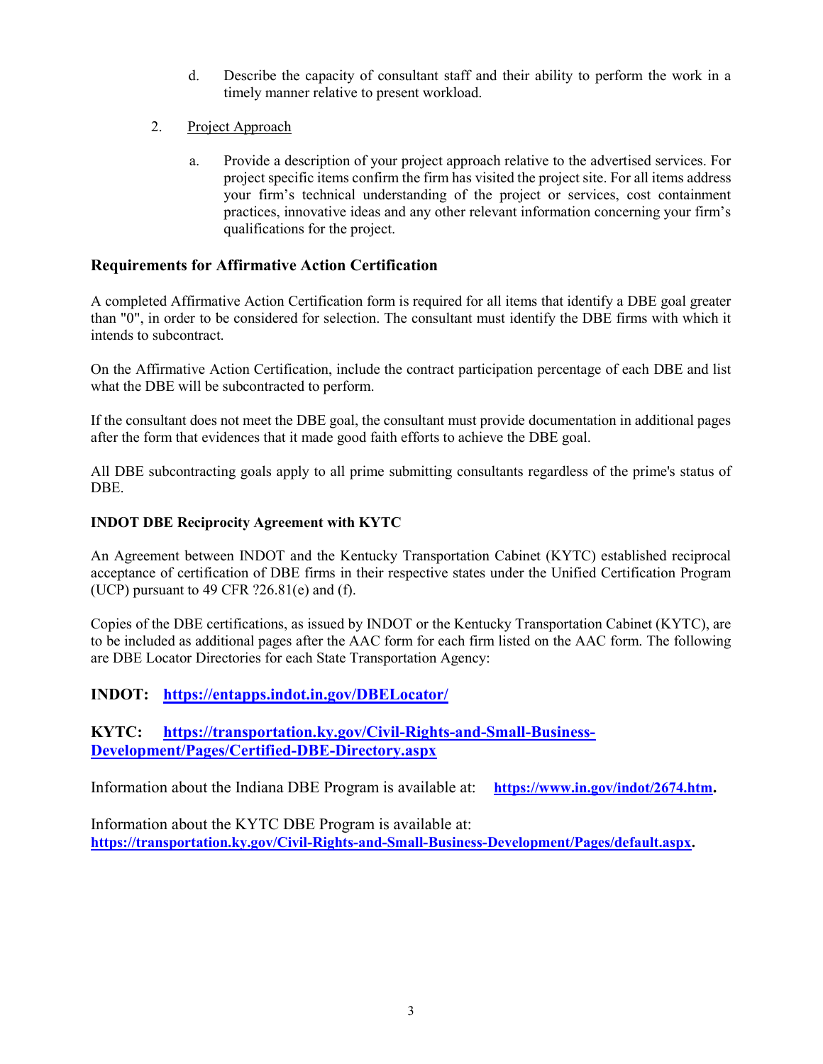d. Describe the capacity of consultant staff and their ability to perform the work in a timely manner relative to present workload.

2. Project Approach

   a. Provide a description of your project approach relative to the advertised services. For project specific items confirm the firm has visited the project site. For all items address your firm's technical understanding of the project or services, cost containment practices, innovative ideas and any other relevant information concerning your firm's qualifications for the project.

## Requirements for Affirmative Action Certification

A completed Affirmative Action Certification form is required for all items that identify a DBE goal greater than "0", in order to be considered for selection. The consultant must identify the DBE firms with which it intends to subcontract.

On the Affirmative Action Certification, include the contract participation percentage of each DBE and list what the DBE will be subcontracted to perform.

If the consultant does not meet the DBE goal, the consultant must provide documentation in additional pages after the form that evidences that it made good faith efforts to achieve the DBE goal.

All DBE subcontracting goals apply to all prime submitting consultants regardless of the prime's status of DBE.

### INDOT DBE Reciprocity Agreement with KYTC

An Agreement between INDOT and the Kentucky Transportation Cabinet (KYTC) established reciprocal acceptance of certification of DBE firms in their respective states under the Unified Certification Program (UCP) pursuant to 49 CFR ?26.81(e) and (f).

Copies of the DBE certifications, as issued by INDOT or the Kentucky Transportation Cabinet (KYTC), are to be included as additional pages after the AAC form for each firm listed on the AAC form. The following are DBE Locator Directories for each State Transportation Agency:

**INDOT:** **https://entapps.indot.in.gov/DBELocator/**

**KYTC:** **https://transportation.ky.gov/Civil-Rights-and-Small-Business-Development/Pages/Certified-DBE-Directory.aspx**

Information about the Indiana DBE Program is available at: **https://www.in.gov/indot/2674.htm.**

Information about the KYTC DBE Program is available at: **https://transportation.ky.gov/Civil-Rights-and-Small-Business-Development/Pages/default.aspx.**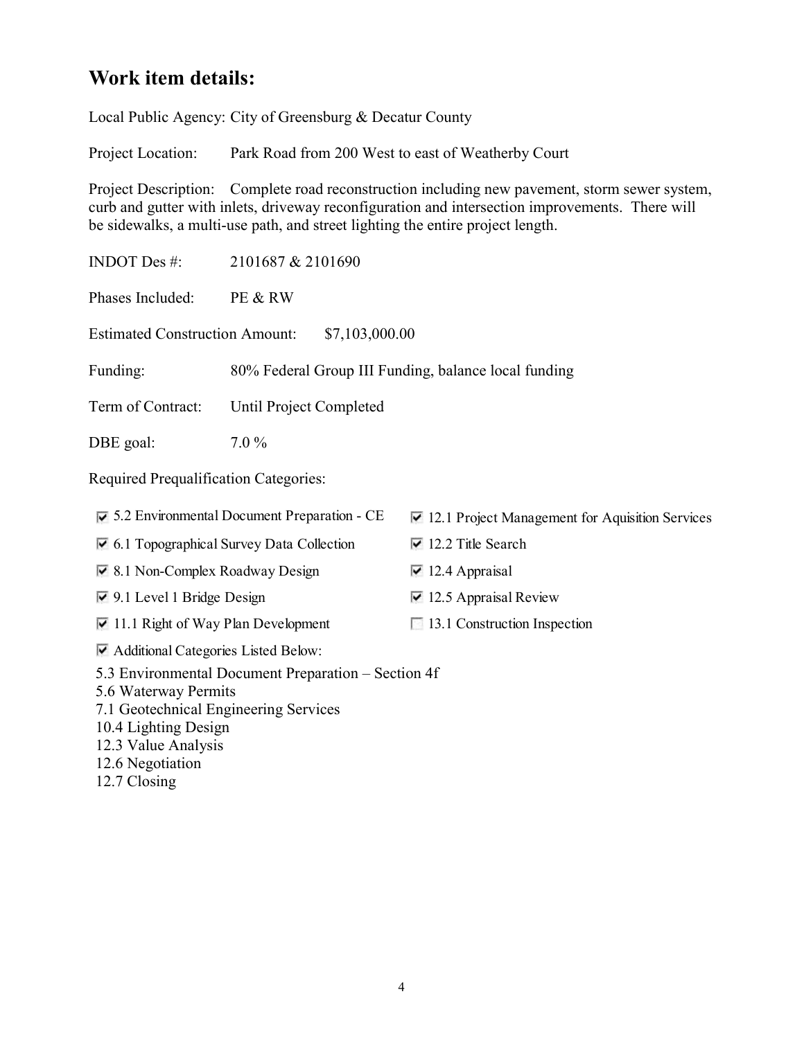## Work item details:

Local Public Agency: City of Greensburg & Decatur County

Project Location: Park Road from 200 West to east of Weatherby Court

Project Description: Complete road reconstruction including new pavement, storm sewer system, curb and gutter with inlets, driveway reconfiguration and intersection improvements. There will be sidewalks, a multi-use path, and street lighting the entire project length.

INDOT Des #: 2101687 & 2101690

Phases Included: PE & RW

Estimated Construction Amount: $7,103,000.00

Funding: 80% Federal Group III Funding, balance local funding

Term of Contract: Until Project Completed

DBE goal: 7.0 %

Required Prequalification Categories:

- ☑ 5.2 Environmental Document Preparation - CE
- ☑ 6.1 Topographical Survey Data Collection
- ☑ 8.1 Non-Complex Roadway Design
- ☑ 9.1 Level 1 Bridge Design
- ☑ 11.1 Right of Way Plan Development
- ☑ 12.1 Project Management for Aquisition Services
- ☑ 12.2 Title Search
- ☑ 12.4 Appraisal
- ☑ 12.5 Appraisal Review
- ☐ 13.1 Construction Inspection
- ☑ Additional Categories Listed Below:

5.3 Environmental Document Preparation – Section 4f  
5.6 Waterway Permits  
7.1 Geotechnical Engineering Services  
10.4 Lighting Design  
12.3 Value Analysis  
12.6 Negotiation  
12.7 Closing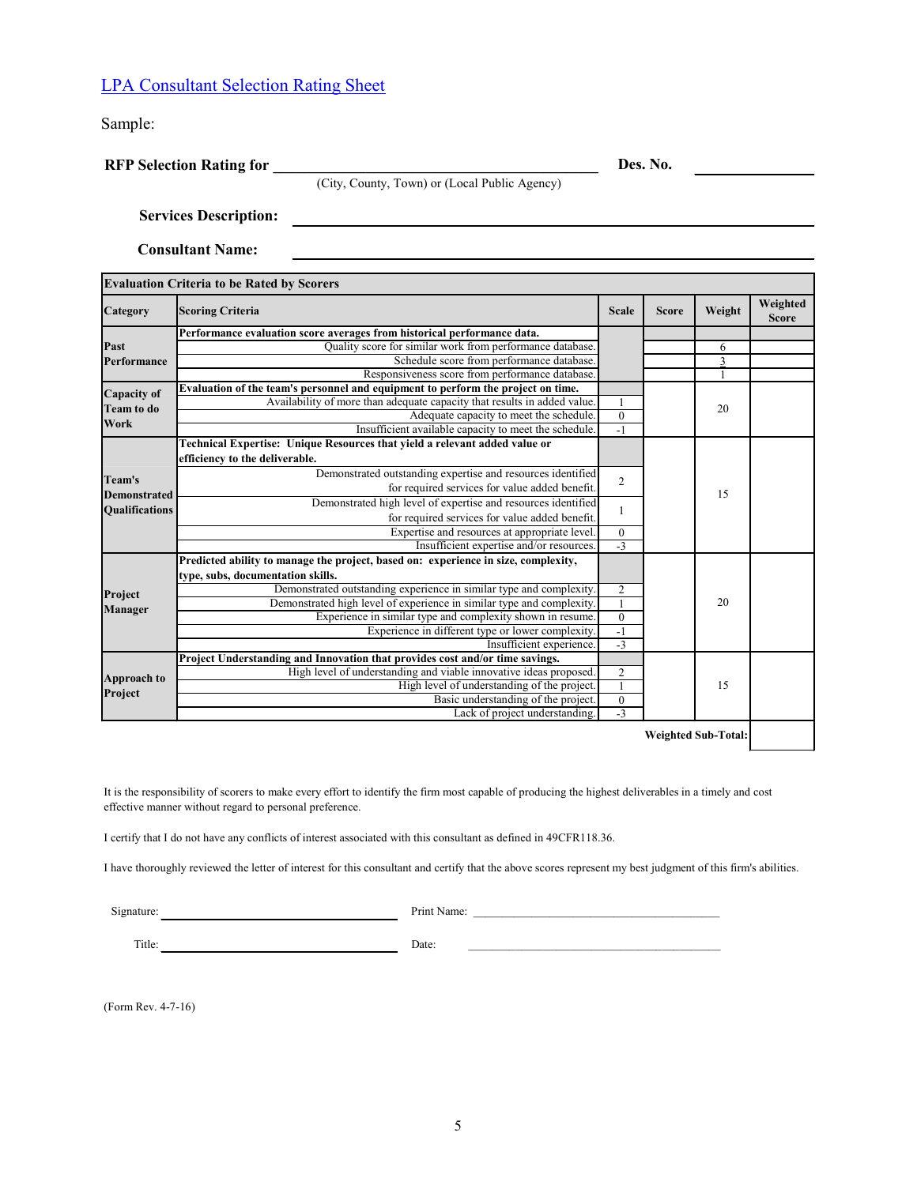LPA Consultant Selection Rating Sheet

Sample:

**RFP Selection Rating for** ______________________________ **Des. No.** ____________

(City, County, Town) or (Local Public Agency)

**Services Description:** ______________________________

**Consultant Name:** ______________________________

| **Evaluation Criteria to be Rated by Scorers** | | | | | |
|---|---|---|---|---|---|
| **Category** | **Scoring Criteria** | **Scale** | **Score** | **Weight** | **Weighted Score** |
| **Past Performance** | **Performance evaluation score averages from historical performance data.** | | | | |
| | Quality score for similar work from performance database. | | | 6 | |
| | Schedule score from performance database. | | | 3 | |
| | Responsiveness score from performance database. | | | 1 | |
| **Capacity of Team to do Work** | **Evaluation of the team's personnel and equipment to perform the project on time.** | | | 20 | |
| | Availability of more than adequate capacity that results in added value. | 1 | | | |
| | Adequate capacity to meet the schedule. | 0 | | | |
| | Insufficient available capacity to meet the schedule. | -1 | | | |
| **Team's Demonstrated Qualifications** | **Technical Expertise: Unique Resources that yield a relevant added value or efficiency to the deliverable.** | | | 15 | |
| | Demonstrated outstanding expertise and resources identified for required services for value added benefit. | 2 | | | |
| | Demonstrated high level of expertise and resources identified for required services for value added benefit. | 1 | | | |
| | Expertise and resources at appropriate level. | 0 | | | |
| | Insufficient expertise and/or resources. | -3 | | | |
| **Project Manager** | **Predicted ability to manage the project, based on: experience in size, complexity, type, subs, documentation skills.** | | | 20 | |
| | Demonstrated outstanding experience in similar type and complexity. | 2 | | | |
| | Demonstrated high level of experience in similar type and complexity. | 1 | | | |
| | Experience in similar type and complexity shown in resume. | 0 | | | |
| | Experience in different type or lower complexity. | -1 | | | |
| | Insufficient experience. | -3 | | | |
| **Approach to Project** | **Project Understanding and Innovation that provides cost and/or time savings.** | | | 15 | |
| | High level of understanding and viable innovative ideas proposed. | 2 | | | |
| | High level of understanding of the project. | 1 | | | |
| | Basic understanding of the project. | 0 | | | |
| | Lack of project understanding. | -3 | | | |
| | | | | **Weighted Sub-Total:** | |

It is the responsibility of scorers to make every effort to identify the firm most capable of producing the highest deliverables in a timely and cost effective manner without regard to personal preference.

I certify that I do not have any conflicts of interest associated with this consultant as defined in 49CFR118.36.

I have thoroughly reviewed the letter of interest for this consultant and certify that the above scores represent my best judgment of this firm's abilities.

Signature: ______________________ Print Name: ______________________

Title: ______________________ Date: ______________________

(Form Rev. 4-7-16)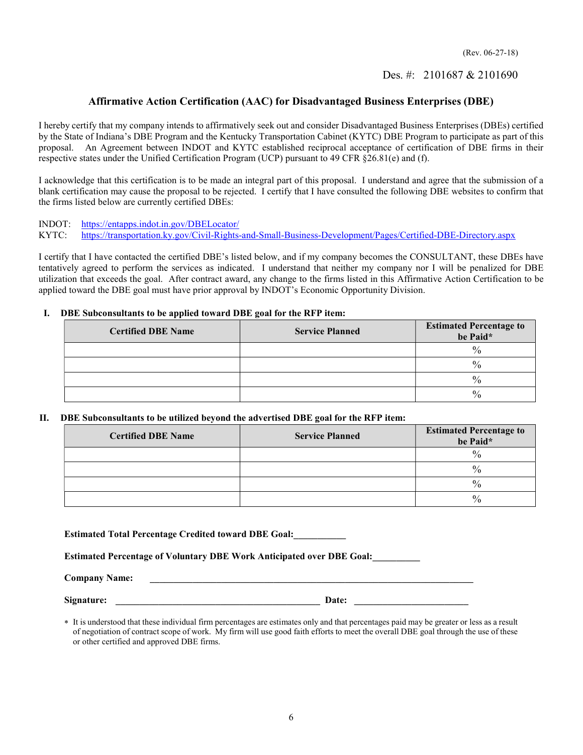(Rev. 06-27-18)

Des. #: 2101687 & 2101690

## Affirmative Action Certification (AAC) for Disadvantaged Business Enterprises (DBE)

I hereby certify that my company intends to affirmatively seek out and consider Disadvantaged Business Enterprises (DBEs) certified by the State of Indiana's DBE Program and the Kentucky Transportation Cabinet (KYTC) DBE Program to participate as part of this proposal. An Agreement between INDOT and KYTC established reciprocal acceptance of certification of DBE firms in their respective states under the Unified Certification Program (UCP) pursuant to 49 CFR §26.81(e) and (f).

I acknowledge that this certification is to be made an integral part of this proposal. I understand and agree that the submission of a blank certification may cause the proposal to be rejected. I certify that I have consulted the following DBE websites to confirm that the firms listed below are currently certified DBEs:

INDOT: https://entapps.indot.in.gov/DBELocator/
KYTC: https://transportation.ky.gov/Civil-Rights-and-Small-Business-Development/Pages/Certified-DBE-Directory.aspx

I certify that I have contacted the certified DBE's listed below, and if my company becomes the CONSULTANT, these DBEs have tentatively agreed to perform the services as indicated. I understand that neither my company nor I will be penalized for DBE utilization that exceeds the goal. After contract award, any change to the firms listed in this Affirmative Action Certification to be applied toward the DBE goal must have prior approval by INDOT's Economic Opportunity Division.

**I. DBE Subconsultants to be applied toward DBE goal for the RFP item:**

| Certified DBE Name | Service Planned | Estimated Percentage to be Paid* |
|---|---|---|
| | | % |
| | | % |
| | | % |
| | | % |

**II. DBE Subconsultants to be utilized beyond the advertised DBE goal for the RFP item:**

| Certified DBE Name | Service Planned | Estimated Percentage to be Paid* |
|---|---|---|
| | | % |
| | | % |
| | | % |
| | | % |

**Estimated Total Percentage Credited toward DBE Goal:**__________

**Estimated Percentage of Voluntary DBE Work Anticipated over DBE Goal:**__________

**Company Name:** ______________________________________________

**Signature:** ______________________________ **Date:** ____________________

* It is understood that these individual firm percentages are estimates only and that percentages paid may be greater or less as a result of negotiation of contract scope of work. My firm will use good faith efforts to meet the overall DBE goal through the use of these or other certified and approved DBE firms.